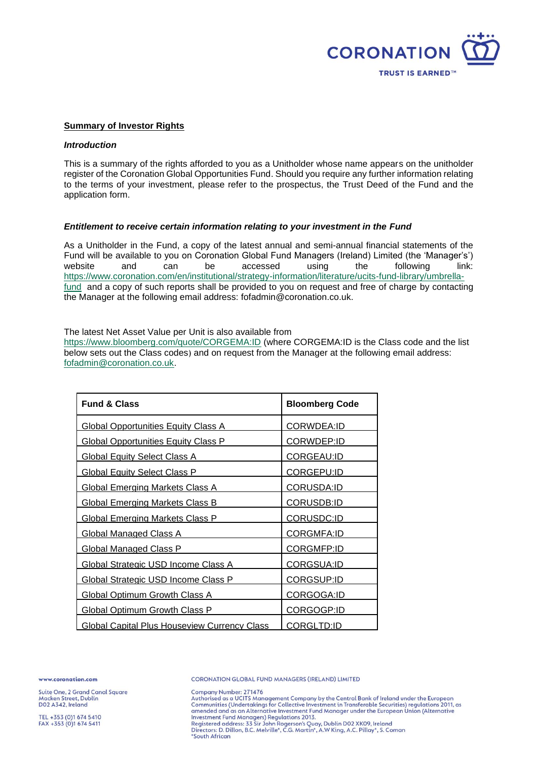**Summary of Investor Rights**

***Introduction***

This is a summary of the rights afforded to you as a Unitholder whose name appears on the unitholder register of the Coronation Global Opportunities Fund. Should you require any further information relating to the terms of your investment, please refer to the prospectus, the Trust Deed of the Fund and the application form.

***Entitlement to receive certain information relating to your investment in the Fund***

As a Unitholder in the Fund, a copy of the latest annual and semi-annual financial statements of the Fund will be available to you on Coronation Global Fund Managers (Ireland) Limited (the 'Manager's') website and can be accessed using the following link: https://www.coronation.com/en/institutional/strategy-information/literature/ucits-fund-library/umbrella-fund and a copy of such reports shall be provided to you on request and free of charge by contacting the Manager at the following email address: fofadmin@coronation.co.uk.

The latest Net Asset Value per Unit is also available from https://www.bloomberg.com/quote/CORGEMA:ID (where CORGEMA:ID is the Class code and the list below sets out the Class codes) and on request from the Manager at the following email address: fofadmin@coronation.co.uk.

| Fund & Class | Bloomberg Code |
|---|---|
| Global Opportunities Equity Class A | CORWDEA:ID |
| Global Opportunities Equity Class P | CORWDEP:ID |
| Global Equity Select Class A | CORGEAU:ID |
| Global Equity Select Class P | CORGEPU:ID |
| Global Emerging Markets Class A | CORUSDA:ID |
| Global Emerging Markets Class B | CORUSDB:ID |
| Global Emerging Markets Class P | CORUSDC:ID |
| Global Managed Class A | CORGMFA:ID |
| Global Managed Class P | CORGMFP:ID |
| Global Strategic USD Income Class A | CORGSUA:ID |
| Global Strategic USD Income Class P | CORGSUP:ID |
| Global Optimum Growth Class A | CORGOGA:ID |
| Global Optimum Growth Class P | CORGOGP:ID |
| Global Capital Plus Houseview Currency Class | CORGLTD:ID |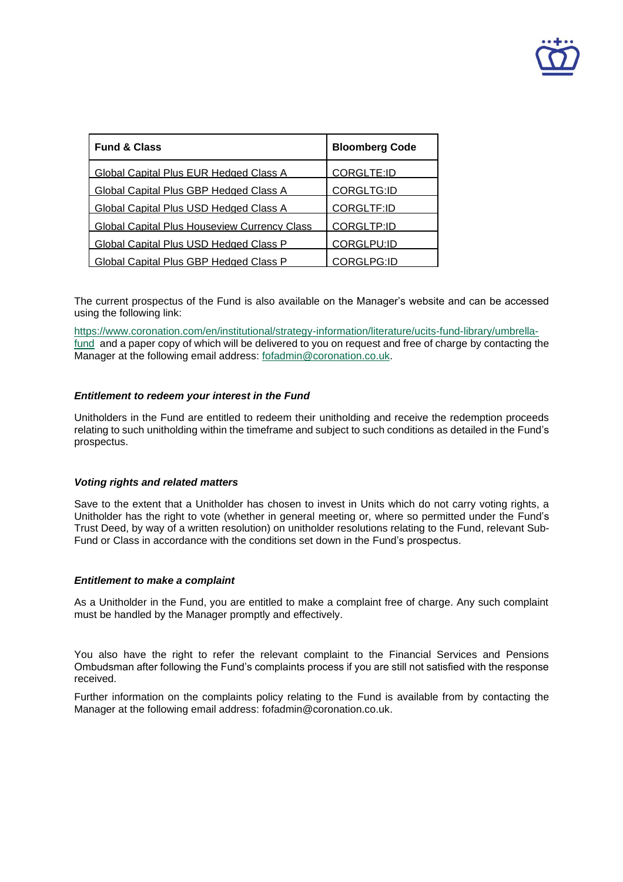| Fund & Class | Bloomberg Code |
| --- | --- |
| Global Capital Plus EUR Hedged Class A | CORGLTE:ID |
| Global Capital Plus GBP Hedged Class A | CORGLTG:ID |
| Global Capital Plus USD Hedged Class A | CORGLTF:ID |
| Global Capital Plus Houseview Currency Class | CORGLTP:ID |
| Global Capital Plus USD Hedged Class P | CORGLPU:ID |
| Global Capital Plus GBP Hedged Class P | CORGLPG:ID |

The current prospectus of the Fund is also available on the Manager's website and can be accessed using the following link:

https://www.coronation.com/en/institutional/strategy-information/literature/ucits-fund-library/umbrella-fund and a paper copy of which will be delivered to you on request and free of charge by contacting the Manager at the following email address: fofadmin@coronation.co.uk.

***Entitlement to redeem your interest in the Fund***

Unitholders in the Fund are entitled to redeem their unitholding and receive the redemption proceeds relating to such unitholding within the timeframe and subject to such conditions as detailed in the Fund's prospectus.

***Voting rights and related matters***

Save to the extent that a Unitholder has chosen to invest in Units which do not carry voting rights, a Unitholder has the right to vote (whether in general meeting or, where so permitted under the Fund's Trust Deed, by way of a written resolution) on unitholder resolutions relating to the Fund, relevant Sub-Fund or Class in accordance with the conditions set down in the Fund's prospectus.

***Entitlement to make a complaint***

As a Unitholder in the Fund, you are entitled to make a complaint free of charge. Any such complaint must be handled by the Manager promptly and effectively.

You also have the right to refer the relevant complaint to the Financial Services and Pensions Ombudsman after following the Fund's complaints process if you are still not satisfied with the response received.

Further information on the complaints policy relating to the Fund is available from by contacting the Manager at the following email address: fofadmin@coronation.co.uk.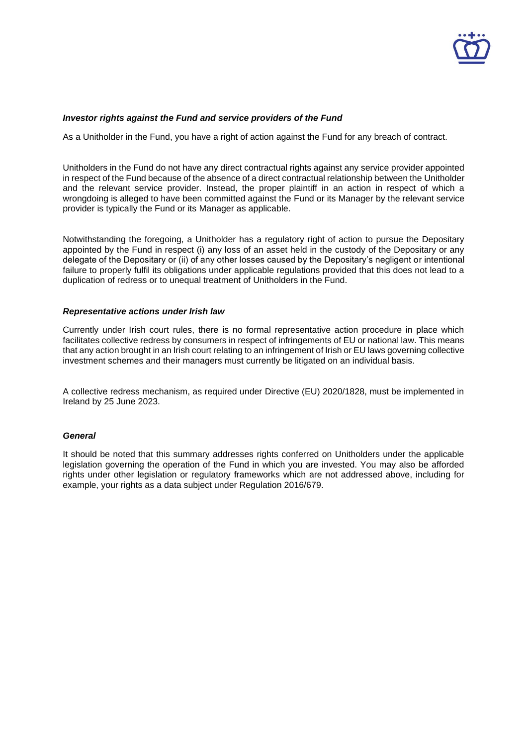***Investor rights against the Fund and service providers of the Fund***

As a Unitholder in the Fund, you have a right of action against the Fund for any breach of contract.

Unitholders in the Fund do not have any direct contractual rights against any service provider appointed in respect of the Fund because of the absence of a direct contractual relationship between the Unitholder and the relevant service provider. Instead, the proper plaintiff in an action in respect of which a wrongdoing is alleged to have been committed against the Fund or its Manager by the relevant service provider is typically the Fund or its Manager as applicable.

Notwithstanding the foregoing, a Unitholder has a regulatory right of action to pursue the Depositary appointed by the Fund in respect (i) any loss of an asset held in the custody of the Depositary or any delegate of the Depositary or (ii) of any other losses caused by the Depositary's negligent or intentional failure to properly fulfil its obligations under applicable regulations provided that this does not lead to a duplication of redress or to unequal treatment of Unitholders in the Fund.

***Representative actions under Irish law***

Currently under Irish court rules, there is no formal representative action procedure in place which facilitates collective redress by consumers in respect of infringements of EU or national law. This means that any action brought in an Irish court relating to an infringement of Irish or EU laws governing collective investment schemes and their managers must currently be litigated on an individual basis.

A collective redress mechanism, as required under Directive (EU) 2020/1828, must be implemented in Ireland by 25 June 2023.

***General***

It should be noted that this summary addresses rights conferred on Unitholders under the applicable legislation governing the operation of the Fund in which you are invested. You may also be afforded rights under other legislation or regulatory frameworks which are not addressed above, including for example, your rights as a data subject under Regulation 2016/679.